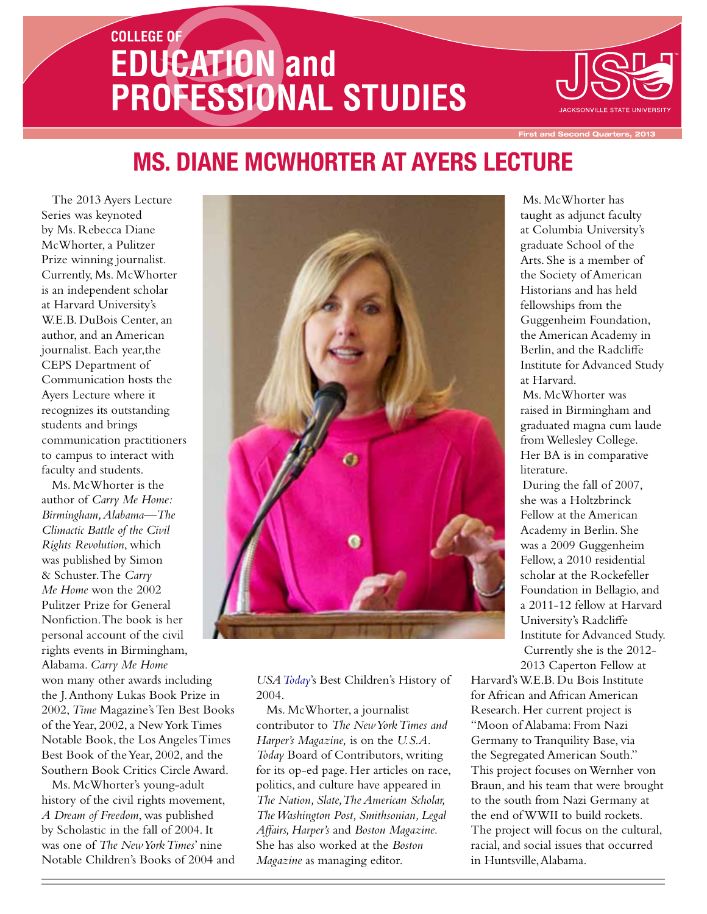# COLLEGE OF EDUCATION and PROFESSIONAL STUDIES

JSU JACKSONVILLE STATE UNIVERSITY

First and Second Quarters, 2013

## MS. DIANE MCWHORTER AT AYERS LECTURE

The 2013 Ayers Lecture Series was keynoted by Ms. Rebecca Diane McWhorter, a Pulitzer Prize winning journalist. Currently, Ms. McWhorter is an independent scholar at Harvard University's W.E.B. DuBois Center, an author, and an American journalist. Each year, the CEPS Department of Communication hosts the Ayers Lecture where it recognizes its outstanding students and brings communication practitioners to campus to interact with faculty and students.

Ms. McWhorter is the author of *Carry Me Home: Birmingham, Alabama—The Climactic Battle of the Civil Rights Revolution*, which was published by Simon & Schuster. The *Carry Me Home* won the 2002 Pulitzer Prize for General Nonfiction. The book is her personal account of the civil rights events in Birmingham, Alabama. *Carry Me Home* won many other awards including the J. Anthony Lukas Book Prize in 2002, *Time* Magazine's Ten Best Books of the Year, 2002, a New York Times Notable Book, the Los Angeles Times Best Book of the Year, 2002, and the Southern Book Critics Circle Award.

Ms. McWhorter's young-adult history of the civil rights movement, *A Dream of Freedom*, was published by Scholastic in the fall of 2004. It was one of *The New York Times*' nine Notable Children's Books of 2004 and *USA Today*'s Best Children's History of 2004.

Ms. McWhorter, a journalist contributor to *The New York Times and Harper's Magazine,* is on the *U.S.A. Today* Board of Contributors, writing for its op-ed page. Her articles on race, politics, and culture have appeared in *The Nation, Slate, The American Scholar, The Washington Post, Smithsonian, Legal Affairs, Harper's* and *Boston Magazine.* She has also worked at the *Boston Magazine* as managing editor.

Ms. McWhorter has taught as adjunct faculty at Columbia University's graduate School of the Arts. She is a member of the Society of American Historians and has held fellowships from the Guggenheim Foundation, the American Academy in Berlin, and the Radcliffe Institute for Advanced Study at Harvard.

Ms. McWhorter was raised in Birmingham and graduated magna cum laude from Wellesley College. Her BA is in comparative literature.

During the fall of 2007, she was a Holtzbrinck Fellow at the American Academy in Berlin. She was a 2009 Guggenheim Fellow, a 2010 residential scholar at the Rockefeller Foundation in Bellagio, and a 2011-12 fellow at Harvard University's Radcliffe Institute for Advanced Study.

Currently she is the 2012-2013 Caperton Fellow at Harvard's W.E.B. Du Bois Institute for African and African American Research. Her current project is "Moon of Alabama: From Nazi Germany to Tranquility Base, via the Segregated American South." This project focuses on Wernher von Braun, and his team that were brought to the south from Nazi Germany at the end of WWII to build rockets. The project will focus on the cultural, racial, and social issues that occurred in Huntsville, Alabama.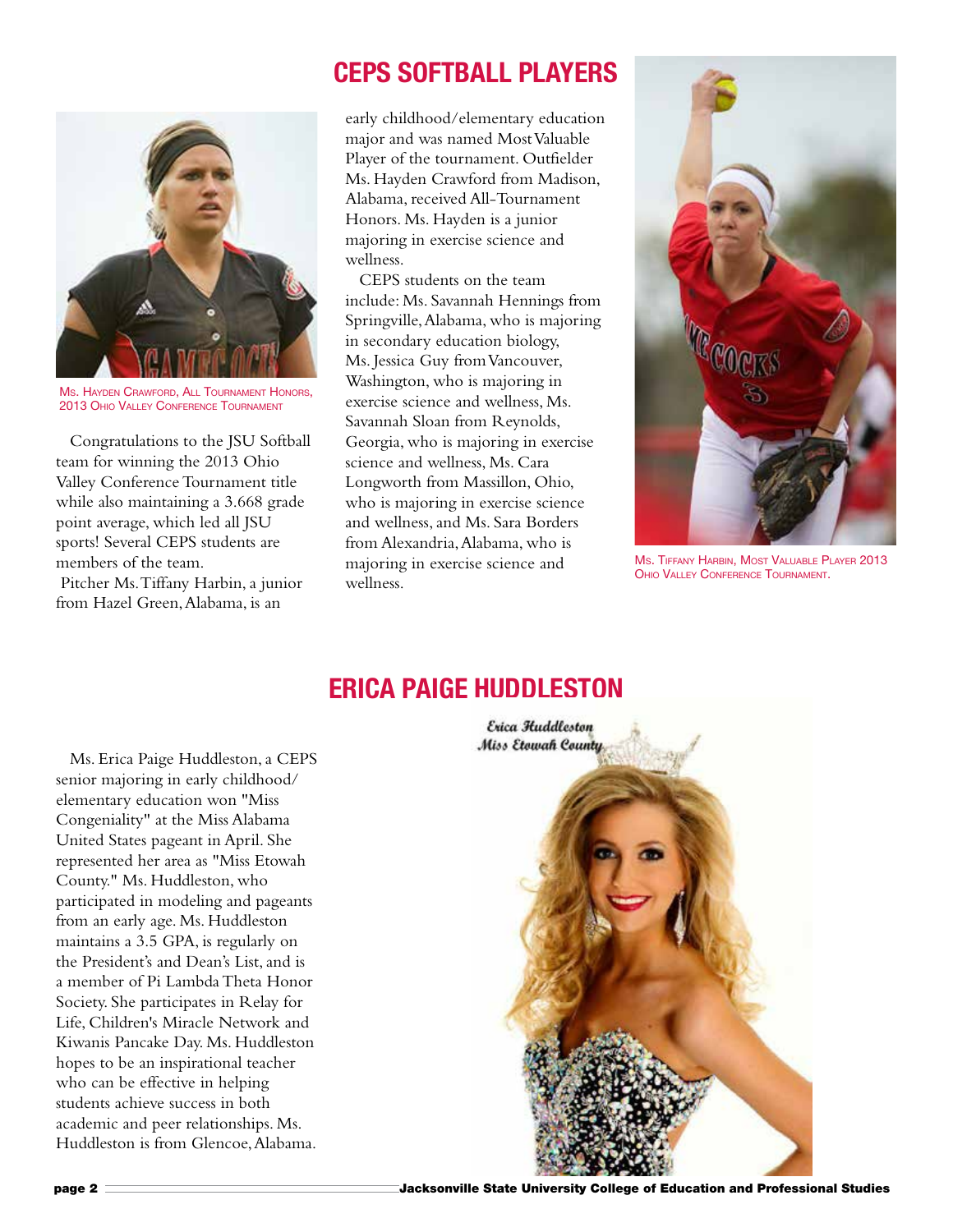# CEPS SOFTBALL PLAYERS

Ms. Hayden Crawford, All Tournament Honors, 2013 Ohio Valley Conference Tournament

Congratulations to the JSU Softball team for winning the 2013 Ohio Valley Conference Tournament title while also maintaining a 3.668 grade point average, which led all JSU sports! Several CEPS students are members of the team.

Pitcher Ms. Tiffany Harbin, a junior from Hazel Green, Alabama, is an early childhood/elementary education major and was named Most Valuable Player of the tournament. Outfielder Ms. Hayden Crawford from Madison, Alabama, received All-Tournament Honors. Ms. Hayden is a junior majoring in exercise science and wellness.

CEPS students on the team include: Ms. Savannah Hennings from Springville, Alabama, who is majoring in secondary education biology, Ms. Jessica Guy from Vancouver, Washington, who is majoring in exercise science and wellness, Ms. Savannah Sloan from Reynolds, Georgia, who is majoring in exercise science and wellness, Ms. Cara Longworth from Massillon, Ohio, who is majoring in exercise science and wellness, and Ms. Sara Borders from Alexandria, Alabama, who is majoring in exercise science and wellness.

Ms. Tiffany Harbin, Most Valuable Player 2013 Ohio Valley Conference Tournament.

# ERICA PAIGE HUDDLESTON

Ms. Erica Paige Huddleston, a CEPS senior majoring in early childhood/ elementary education won "Miss Congeniality" at the Miss Alabama United States pageant in April. She represented her area as "Miss Etowah County." Ms. Huddleston, who participated in modeling and pageants from an early age. Ms. Huddleston maintains a 3.5 GPA, is regularly on the President's and Dean's List, and is a member of Pi Lambda Theta Honor Society. She participates in Relay for Life, Children's Miracle Network and Kiwanis Pancake Day. Ms. Huddleston hopes to be an inspirational teacher who can be effective in helping students achieve success in both academic and peer relationships. Ms. Huddleston is from Glencoe, Alabama.

Erica Huddleston
Miss Etowah County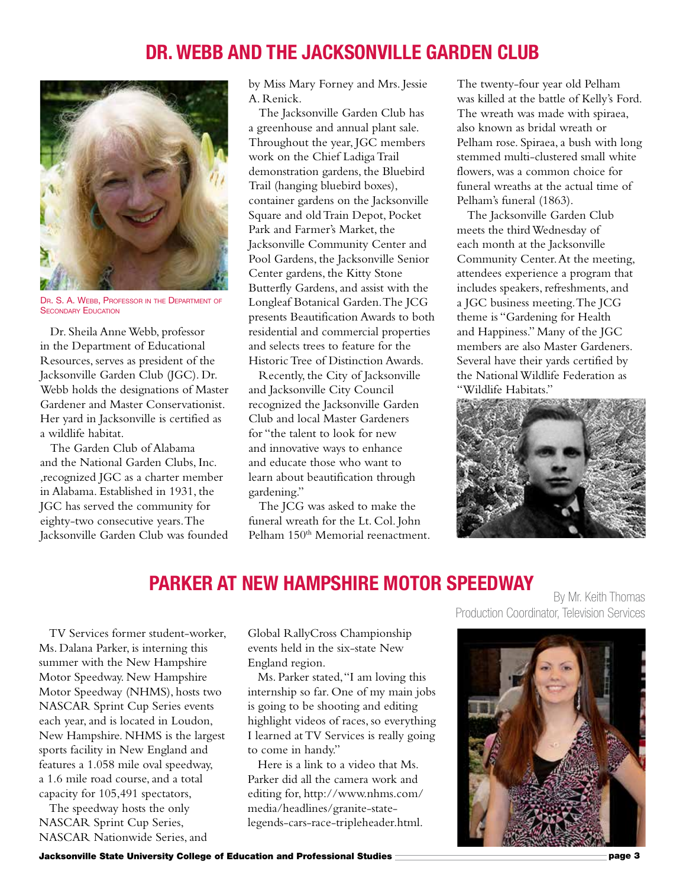## DR. WEBB AND THE JACKSONVILLE GARDEN CLUB

Dr. S. A. Webb, Professor in the Department of Secondary Education

Dr. Sheila Anne Webb, professor in the Department of Educational Resources, serves as president of the Jacksonville Garden Club (JGC). Dr. Webb holds the designations of Master Gardener and Master Conservationist. Her yard in Jacksonville is certified as a wildlife habitat.

The Garden Club of Alabama and the National Garden Clubs, Inc. ,recognized JGC as a charter member in Alabama. Established in 1931, the JGC has served the community for eighty-two consecutive years. The Jacksonville Garden Club was founded by Miss Mary Forney and Mrs. Jessie A. Renick.

The Jacksonville Garden Club has a greenhouse and annual plant sale. Throughout the year, JGC members work on the Chief Ladiga Trail demonstration gardens, the Bluebird Trail (hanging bluebird boxes), container gardens on the Jacksonville Square and old Train Depot, Pocket Park and Farmer's Market, the Jacksonville Community Center and Pool Gardens, the Jacksonville Senior Center gardens, the Kitty Stone Butterfly Gardens, and assist with the Longleaf Botanical Garden. The JCG presents Beautification Awards to both residential and commercial properties and selects trees to feature for the Historic Tree of Distinction Awards.

Recently, the City of Jacksonville and Jacksonville City Council recognized the Jacksonville Garden Club and local Master Gardeners for "the talent to look for new and innovative ways to enhance and educate those who want to learn about beautification through gardening."

The JCG was asked to make the funeral wreath for the Lt. Col. John Pelham 150th Memorial reenactment. The twenty-four year old Pelham was killed at the battle of Kelly's Ford. The wreath was made with spiraea, also known as bridal wreath or Pelham rose. Spiraea, a bush with long stemmed multi-clustered small white flowers, was a common choice for funeral wreaths at the actual time of Pelham's funeral (1863).

The Jacksonville Garden Club meets the third Wednesday of each month at the Jacksonville Community Center. At the meeting, attendees experience a program that includes speakers, refreshments, and a JGC business meeting. The JCG theme is "Gardening for Health and Happiness." Many of the JGC members are also Master Gardeners. Several have their yards certified by the National Wildlife Federation as "Wildlife Habitats."

## PARKER AT NEW HAMPSHIRE MOTOR SPEEDWAY

By Mr. Keith Thomas
Production Coordinator, Television Services

TV Services former student-worker, Ms. Dalana Parker, is interning this summer with the New Hampshire Motor Speedway. New Hampshire Motor Speedway (NHMS), hosts two NASCAR Sprint Cup Series events each year, and is located in Loudon, New Hampshire. NHMS is the largest sports facility in New England and features a 1.058 mile oval speedway, a 1.6 mile road course, and a total capacity for 105,491 spectators,

The speedway hosts the only NASCAR Sprint Cup Series, NASCAR Nationwide Series, and Global RallyCross Championship events held in the six-state New England region.

Ms. Parker stated, "I am loving this internship so far. One of my main jobs is going to be shooting and editing highlight videos of races, so everything I learned at TV Services is really going to come in handy."

Here is a link to a video that Ms. Parker did all the camera work and editing for, http://www.nhms.com/media/headlines/granite-state-legends-cars-race-tripleheader.html.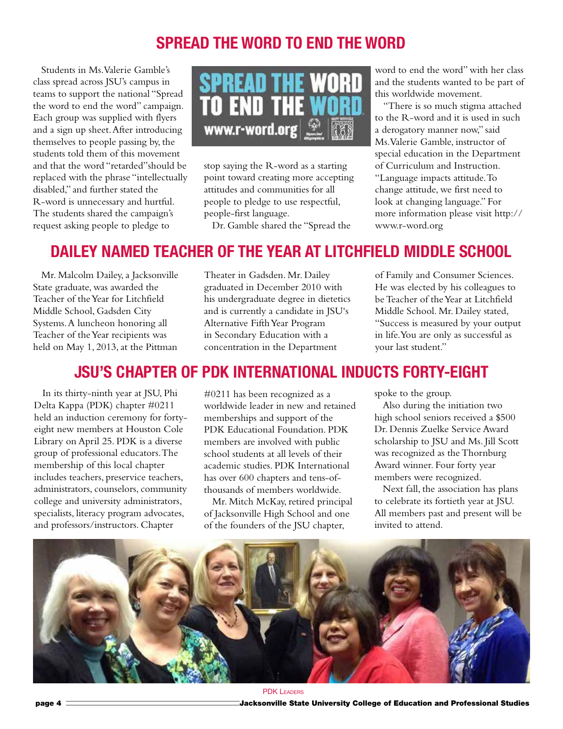## SPREAD THE WORD TO END THE WORD

Students in Ms. Valerie Gamble's class spread across JSU's campus in teams to support the national "Spread the word to end the word" campaign. Each group was supplied with flyers and a sign up sheet. After introducing themselves to people passing by, the students told them of this movement and that the word "retarded" should be replaced with the phrase "intellectually disabled," and further stated the R-word is unnecessary and hurtful. The students shared the campaign's request asking people to pledge to stop saying the R-word as a starting point toward creating more accepting attitudes and communities for all people to pledge to use respectful, people-first language.

Dr. Gamble shared the "Spread the word to end the word" with her class and the students wanted to be part of this worldwide movement.

"There is so much stigma attached to the R-word and it is used in such a derogatory manner now," said Ms. Valerie Gamble, instructor of special education in the Department of Curriculum and Instruction. "Language impacts attitude. To change attitude, we first need to look at changing language." For more information please visit http://www.r-word.org

## DAILEY NAMED TEACHER OF THE YEAR AT LITCHFIELD MIDDLE SCHOOL

Mr. Malcolm Dailey, a Jacksonville State graduate, was awarded the Teacher of the Year for Litchfield Middle School, Gadsden City Systems. A luncheon honoring all Teacher of the Year recipients was held on May 1, 2013, at the Pittman Theater in Gadsden. Mr. Dailey graduated in December 2010 with his undergraduate degree in dietetics and is currently a candidate in JSU's Alternative Fifth Year Program in Secondary Education with a concentration in the Department of Family and Consumer Sciences. He was elected by his colleagues to be Teacher of the Year at Litchfield Middle School. Mr. Dailey stated, "Success is measured by your output in life. You are only as successful as your last student."

## JSU'S CHAPTER OF PDK INTERNATIONAL INDUCTS FORTY-EIGHT

In its thirty-ninth year at JSU, Phi Delta Kappa (PDK) chapter #0211 held an induction ceremony for forty-eight new members at Houston Cole Library on April 25. PDK is a diverse group of professional educators. The membership of this local chapter includes teachers, preservice teachers, administrators, counselors, community college and university administrators, specialists, literacy program advocates, and professors/instructors. Chapter #0211 has been recognized as a worldwide leader in new and retained memberships and support of the PDK Educational Foundation. PDK members are involved with public school students at all levels of their academic studies. PDK International has over 600 chapters and tens-of-thousands of members worldwide.

Mr. Mitch McKay, retired principal of Jacksonville High School and one of the founders of the JSU chapter, spoke to the group.

Also during the initiation two high school seniors received a $500 Dr. Dennis Zuelke Service Award scholarship to JSU and Ms. Jill Scott was recognized as the Thornburg Award winner. Four forty year members were recognized.

Next fall, the association has plans to celebrate its fortieth year at JSU. All members past and present will be invited to attend.

PDK Leaders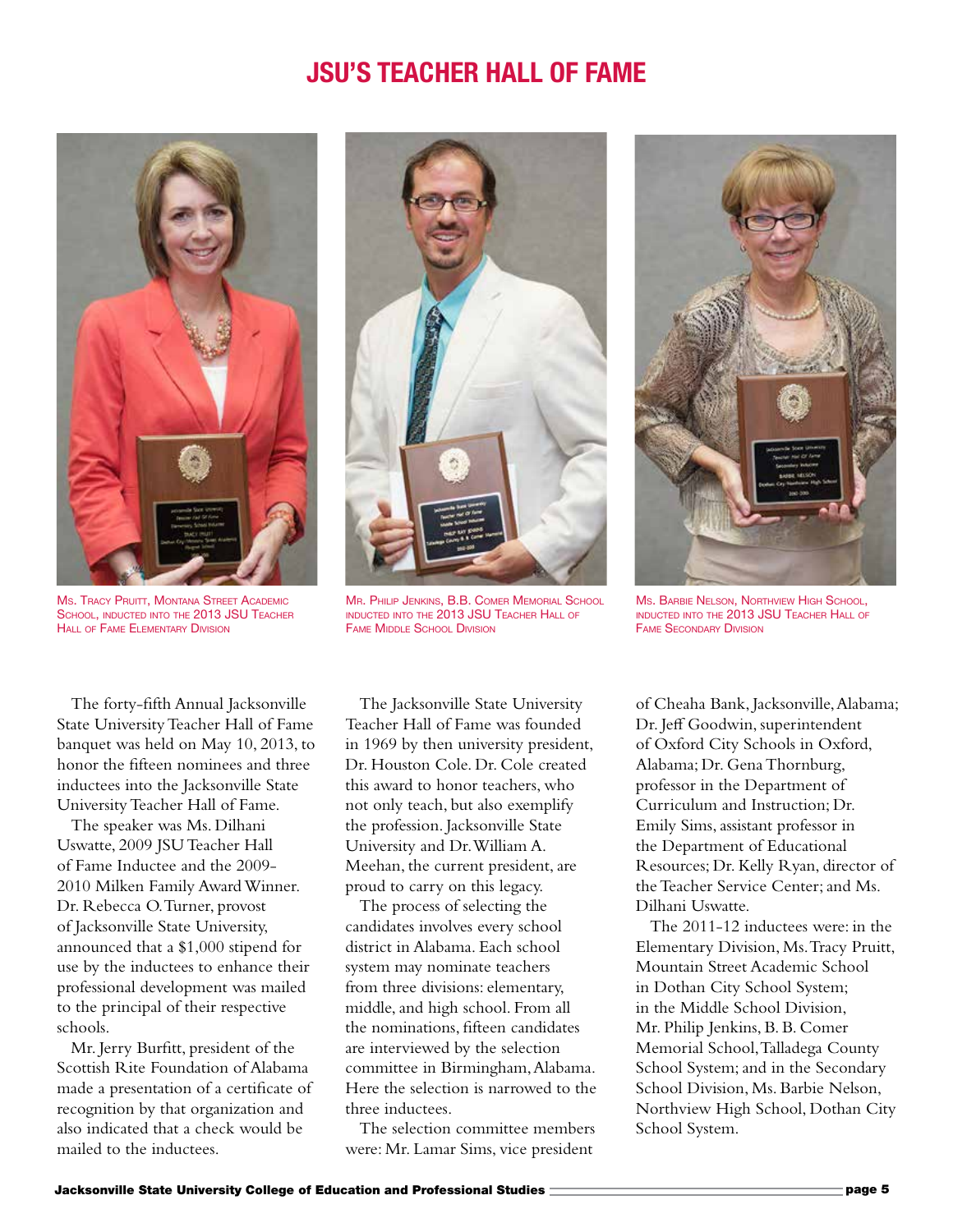# JSU'S TEACHER HALL OF FAME

Ms. Tracy Pruitt, Montana Street Academic School, inducted into the 2013 JSU Teacher Hall of Fame Elementary Division

Mr. Philip Jenkins, B.B. Comer Memorial School inducted into the 2013 JSU Teacher Hall of Fame Middle School Division

Ms. Barbie Nelson, Northview High School, inducted into the 2013 JSU Teacher Hall of Fame Secondary Division

The forty-fifth Annual Jacksonville State University Teacher Hall of Fame banquet was held on May 10, 2013, to honor the fifteen nominees and three inductees into the Jacksonville State University Teacher Hall of Fame.

The speaker was Ms. Dilhani Uswatte, 2009 JSU Teacher Hall of Fame Inductee and the 2009-2010 Milken Family Award Winner. Dr. Rebecca O. Turner, provost of Jacksonville State University, announced that a $1,000 stipend for use by the inductees to enhance their professional development was mailed to the principal of their respective schools.

Mr. Jerry Burfitt, president of the Scottish Rite Foundation of Alabama made a presentation of a certificate of recognition by that organization and also indicated that a check would be mailed to the inductees.

The Jacksonville State University Teacher Hall of Fame was founded in 1969 by then university president, Dr. Houston Cole. Dr. Cole created this award to honor teachers, who not only teach, but also exemplify the profession. Jacksonville State University and Dr. William A. Meehan, the current president, are proud to carry on this legacy.

The process of selecting the candidates involves every school district in Alabama. Each school system may nominate teachers from three divisions: elementary, middle, and high school. From all the nominations, fifteen candidates are interviewed by the selection committee in Birmingham, Alabama. Here the selection is narrowed to the three inductees.

The selection committee members were: Mr. Lamar Sims, vice president of Cheaha Bank, Jacksonville, Alabama; Dr. Jeff Goodwin, superintendent of Oxford City Schools in Oxford, Alabama; Dr. Gena Thornburg, professor in the Department of Curriculum and Instruction; Dr. Emily Sims, assistant professor in the Department of Educational Resources; Dr. Kelly Ryan, director of the Teacher Service Center; and Ms. Dilhani Uswatte.

The 2011-12 inductees were: in the Elementary Division, Ms. Tracy Pruitt, Mountain Street Academic School in Dothan City School System; in the Middle School Division, Mr. Philip Jenkins, B. B. Comer Memorial School, Talladega County School System; and in the Secondary School Division, Ms. Barbie Nelson, Northview High School, Dothan City School System.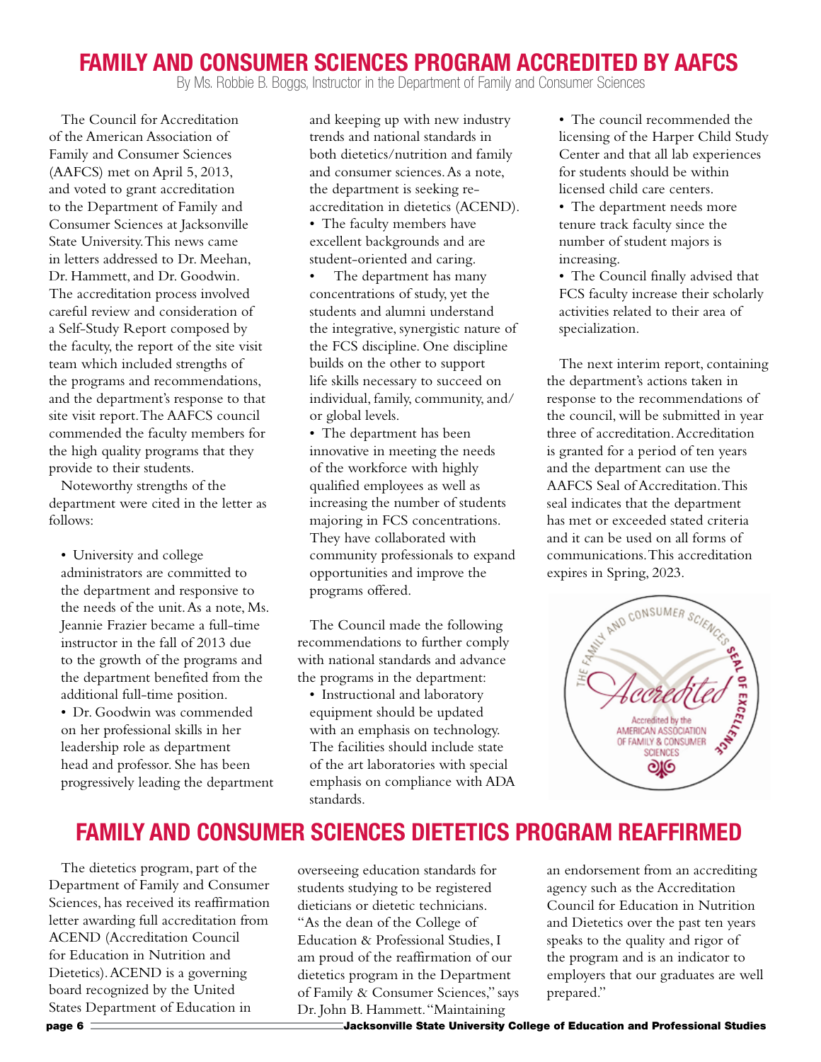# FAMILY AND CONSUMER SCIENCES PROGRAM ACCREDITED BY AAFCS

By Ms. Robbie B. Boggs, Instructor in the Department of Family and Consumer Sciences

The Council for Accreditation of the American Association of Family and Consumer Sciences (AAFCS) met on April 5, 2013, and voted to grant accreditation to the Department of Family and Consumer Sciences at Jacksonville State University. This news came in letters addressed to Dr. Meehan, Dr. Hammett, and Dr. Goodwin. The accreditation process involved careful review and consideration of a Self-Study Report composed by the faculty, the report of the site visit team which included strengths of the programs and recommendations, and the department's response to that site visit report. The AAFCS council commended the faculty members for the high quality programs that they provide to their students.

Noteworthy strengths of the department were cited in the letter as follows:

- University and college administrators are committed to the department and responsive to the needs of the unit. As a note, Ms. Jeannie Frazier became a full-time instructor in the fall of 2013 due to the growth of the programs and the department benefited from the additional full-time position.
- Dr. Goodwin was commended on her professional skills in her leadership role as department head and professor. She has been progressively leading the department and keeping up with new industry trends and national standards in both dietetics/nutrition and family and consumer sciences. As a note, the department is seeking re-accreditation in dietetics (ACEND).
- The faculty members have excellent backgrounds and are student-oriented and caring.
- The department has many concentrations of study, yet the students and alumni understand the integrative, synergistic nature of the FCS discipline. One discipline builds on the other to support life skills necessary to succeed on individual, family, community, and/or global levels.
- The department has been innovative in meeting the needs of the workforce with highly qualified employees as well as increasing the number of students majoring in FCS concentrations. They have collaborated with community professionals to expand opportunities and improve the programs offered.

The Council made the following recommendations to further comply with national standards and advance the programs in the department:

- Instructional and laboratory equipment should be updated with an emphasis on technology. The facilities should include state of the art laboratories with special emphasis on compliance with ADA standards.
- The council recommended the licensing of the Harper Child Study Center and that all lab experiences for students should be within licensed child care centers.
- The department needs more tenure track faculty since the number of student majors is increasing.
- The Council finally advised that FCS faculty increase their scholarly activities related to their area of specialization.

The next interim report, containing the department's actions taken in response to the recommendations of the council, will be submitted in year three of accreditation. Accreditation is granted for a period of ten years and the department can use the AAFCS Seal of Accreditation. This seal indicates that the department has met or exceeded stated criteria and it can be used on all forms of communications. This accreditation expires in Spring, 2023.

# FAMILY AND CONSUMER SCIENCES DIETETICS PROGRAM REAFFIRMED

The dietetics program, part of the Department of Family and Consumer Sciences, has received its reaffirmation letter awarding full accreditation from ACEND (Accreditation Council for Education in Nutrition and Dietetics). ACEND is a governing board recognized by the United States Department of Education in overseeing education standards for students studying to be registered dieticians or dietetic technicians. "As the dean of the College of Education & Professional Studies, I am proud of the reaffirmation of our dietetics program in the Department of Family & Consumer Sciences," says Dr. John B. Hammett. "Maintaining an endorsement from an accrediting agency such as the Accreditation Council for Education in Nutrition and Dietetics over the past ten years speaks to the quality and rigor of the program and is an indicator to employers that our graduates are well prepared."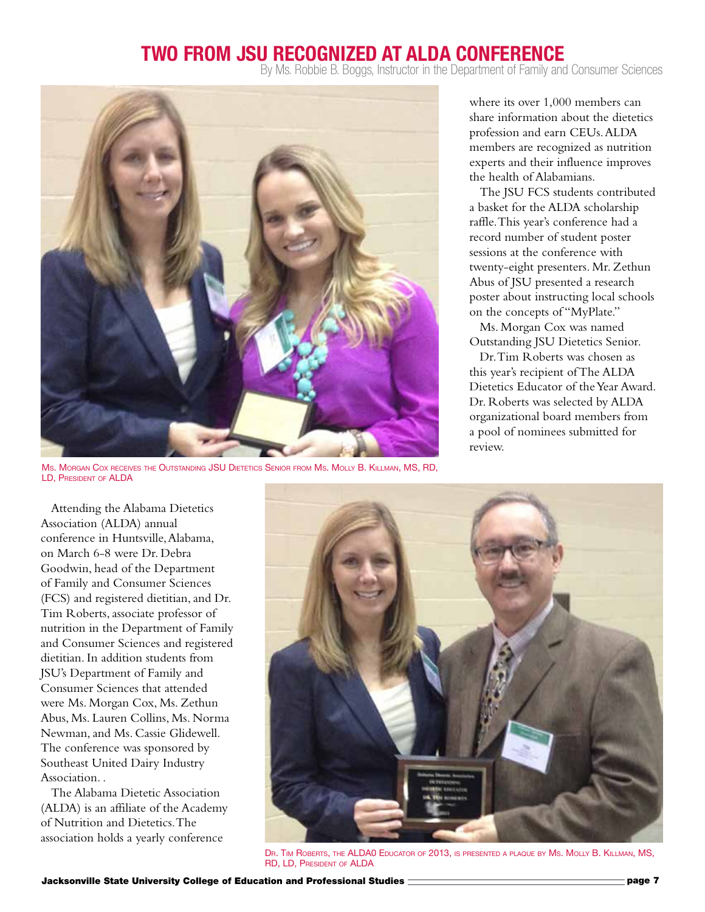# TWO FROM JSU RECOGNIZED AT ALDA CONFERENCE

By Ms. Robbie B. Boggs, Instructor in the Department of Family and Consumer Sciences

Ms. Morgan Cox receives the Outstanding JSU Dietetics Senior from Ms. Molly B. Killman, MS, RD, LD, President of ALDA

Attending the Alabama Dietetics Association (ALDA) annual conference in Huntsville, Alabama, on March 6-8 were Dr. Debra Goodwin, head of the Department of Family and Consumer Sciences (FCS) and registered dietitian, and Dr. Tim Roberts, associate professor of nutrition in the Department of Family and Consumer Sciences and registered dietitian. In addition students from JSU's Department of Family and Consumer Sciences that attended were Ms. Morgan Cox, Ms. Zethun Abus, Ms. Lauren Collins, Ms. Norma Newman, and Ms. Cassie Glidewell. The conference was sponsored by Southeast United Dairy Industry Association. .

The Alabama Dietetic Association (ALDA) is an affiliate of the Academy of Nutrition and Dietetics. The association holds a yearly conference where its over 1,000 members can share information about the dietetics profession and earn CEUs. ALDA members are recognized as nutrition experts and their influence improves the health of Alabamians.

The JSU FCS students contributed a basket for the ALDA scholarship raffle. This year's conference had a record number of student poster sessions at the conference with twenty-eight presenters. Mr. Zethun Abus of JSU presented a research poster about instructing local schools on the concepts of "MyPlate."

Ms. Morgan Cox was named Outstanding JSU Dietetics Senior.

Dr. Tim Roberts was chosen as this year's recipient of The ALDA Dietetics Educator of the Year Award. Dr. Roberts was selected by ALDA organizational board members from a pool of nominees submitted for review.

Dr. Tim Roberts, the ALDA0 Educator of 2013, is presented a plaque by Ms. Molly B. Killman, MS, RD, LD, President of ALDA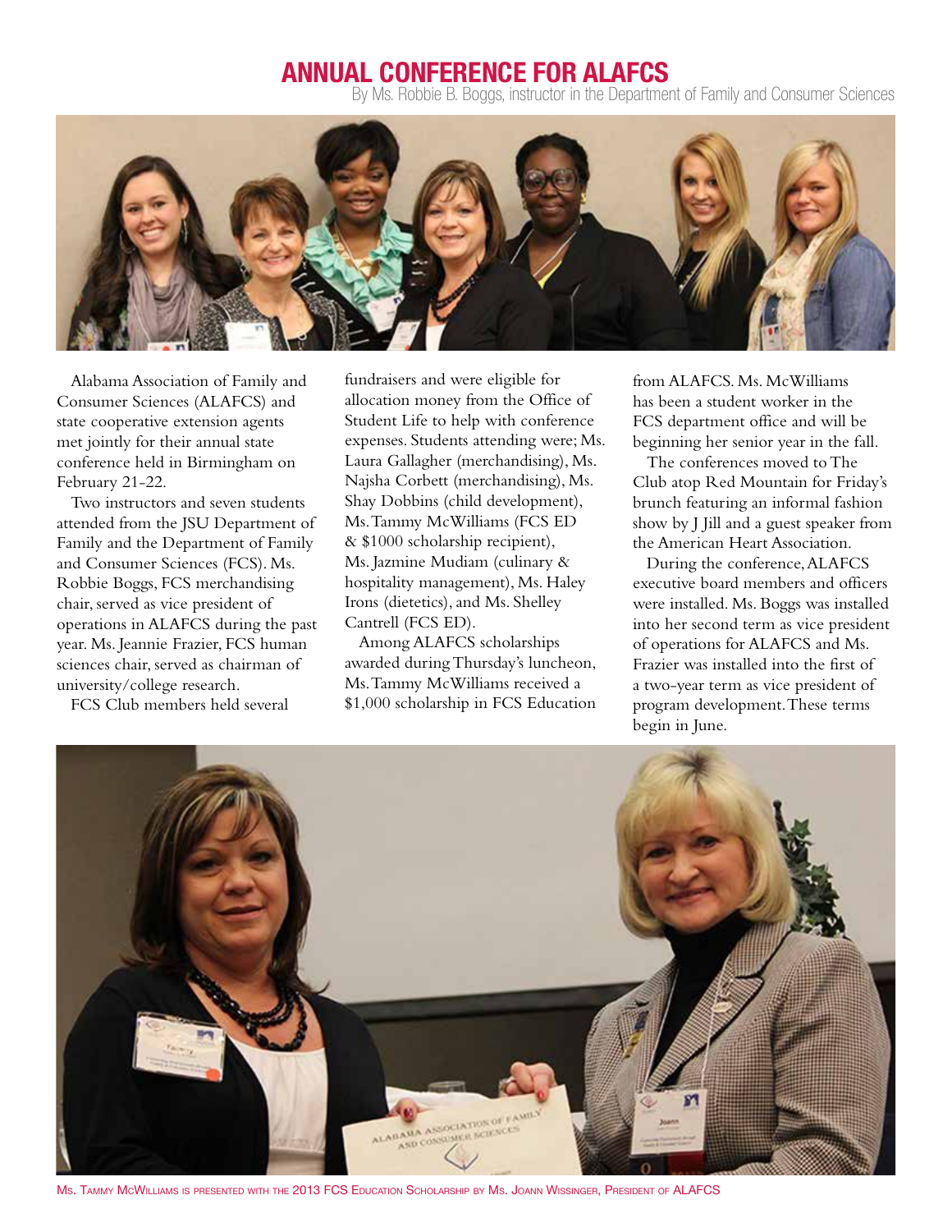# ANNUAL CONFERENCE FOR ALAFCS

By Ms. Robbie B. Boggs, instructor in the Department of Family and Consumer Sciences

Alabama Association of Family and Consumer Sciences (ALAFCS) and state cooperative extension agents met jointly for their annual state conference held in Birmingham on February 21-22.

Two instructors and seven students attended from the JSU Department of Family and the Department of Family and Consumer Sciences (FCS). Ms. Robbie Boggs, FCS merchandising chair, served as vice president of operations in ALAFCS during the past year. Ms. Jeannie Frazier, FCS human sciences chair, served as chairman of university/college research.

FCS Club members held several fundraisers and were eligible for allocation money from the Office of Student Life to help with conference expenses. Students attending were; Ms. Laura Gallagher (merchandising), Ms. Najsha Corbett (merchandising), Ms. Shay Dobbins (child development), Ms. Tammy McWilliams (FCS ED & $1000 scholarship recipient), Ms. Jazmine Mudiam (culinary & hospitality management), Ms. Haley Irons (dietetics), and Ms. Shelley Cantrell (FCS ED).

Among ALAFCS scholarships awarded during Thursday's luncheon, Ms. Tammy McWilliams received a $1,000 scholarship in FCS Education from ALAFCS. Ms. McWilliams has been a student worker in the FCS department office and will be beginning her senior year in the fall.

The conferences moved to The Club atop Red Mountain for Friday's brunch featuring an informal fashion show by J Jill and a guest speaker from the American Heart Association.

During the conference, ALAFCS executive board members and officers were installed. Ms. Boggs was installed into her second term as vice president of operations for ALAFCS and Ms. Frazier was installed into the first of a two-year term as vice president of program development. These terms begin in June.

Ms. Tammy McWilliams is presented with the 2013 FCS Education Scholarship by Ms. Joann Wissinger, President of ALAFCS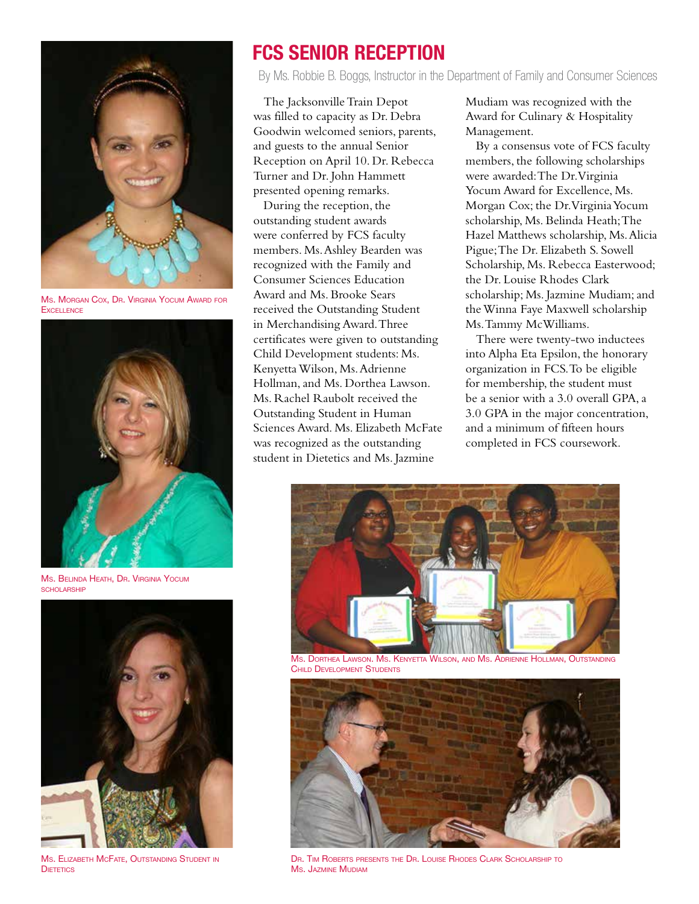# FCS SENIOR RECEPTION

By Ms. Robbie B. Boggs, Instructor in the Department of Family and Consumer Sciences

The Jacksonville Train Depot was filled to capacity as Dr. Debra Goodwin welcomed seniors, parents, and guests to the annual Senior Reception on April 10. Dr. Rebecca Turner and Dr. John Hammett presented opening remarks.

During the reception, the outstanding student awards were conferred by FCS faculty members. Ms. Ashley Bearden was recognized with the Family and Consumer Sciences Education Award and Ms. Brooke Sears received the Outstanding Student in Merchandising Award. Three certificates were given to outstanding Child Development students: Ms. Kenyetta Wilson, Ms. Adrienne Hollman, and Ms. Dorthea Lawson. Ms. Rachel Raubolt received the Outstanding Student in Human Sciences Award. Ms. Elizabeth McFate was recognized as the outstanding student in Dietetics and Ms. Jazmine Mudiam was recognized with the Award for Culinary & Hospitality Management.

By a consensus vote of FCS faculty members, the following scholarships were awarded: The Dr. Virginia Yocum Award for Excellence, Ms. Morgan Cox; the Dr. Virginia Yocum scholarship, Ms. Belinda Heath; The Hazel Matthews scholarship, Ms. Alicia Pigue; The Dr. Elizabeth S. Sowell Scholarship, Ms. Rebecca Easterwood; the Dr. Louise Rhodes Clark scholarship; Ms. Jazmine Mudiam; and the Winna Faye Maxwell scholarship Ms. Tammy McWilliams.

There were twenty-two inductees into Alpha Eta Epsilon, the honorary organization in FCS. To be eligible for membership, the student must be a senior with a 3.0 overall GPA, a 3.0 GPA in the major concentration, and a minimum of fifteen hours completed in FCS coursework.

Ms. Morgan Cox, Dr. Virginia Yocum Award for Excellence

Ms. Belinda Heath, Dr. Virginia Yocum scholarship

Ms. Elizabeth McFate, Outstanding Student in Dietetics

Ms. Dorthea Lawson. Ms. Kenyetta Wilson, and Ms. Adrienne Hollman, Outstanding Child Development Students

Dr. Tim Roberts presents the Dr. Louise Rhodes Clark Scholarship to Ms. Jazmine Mudiam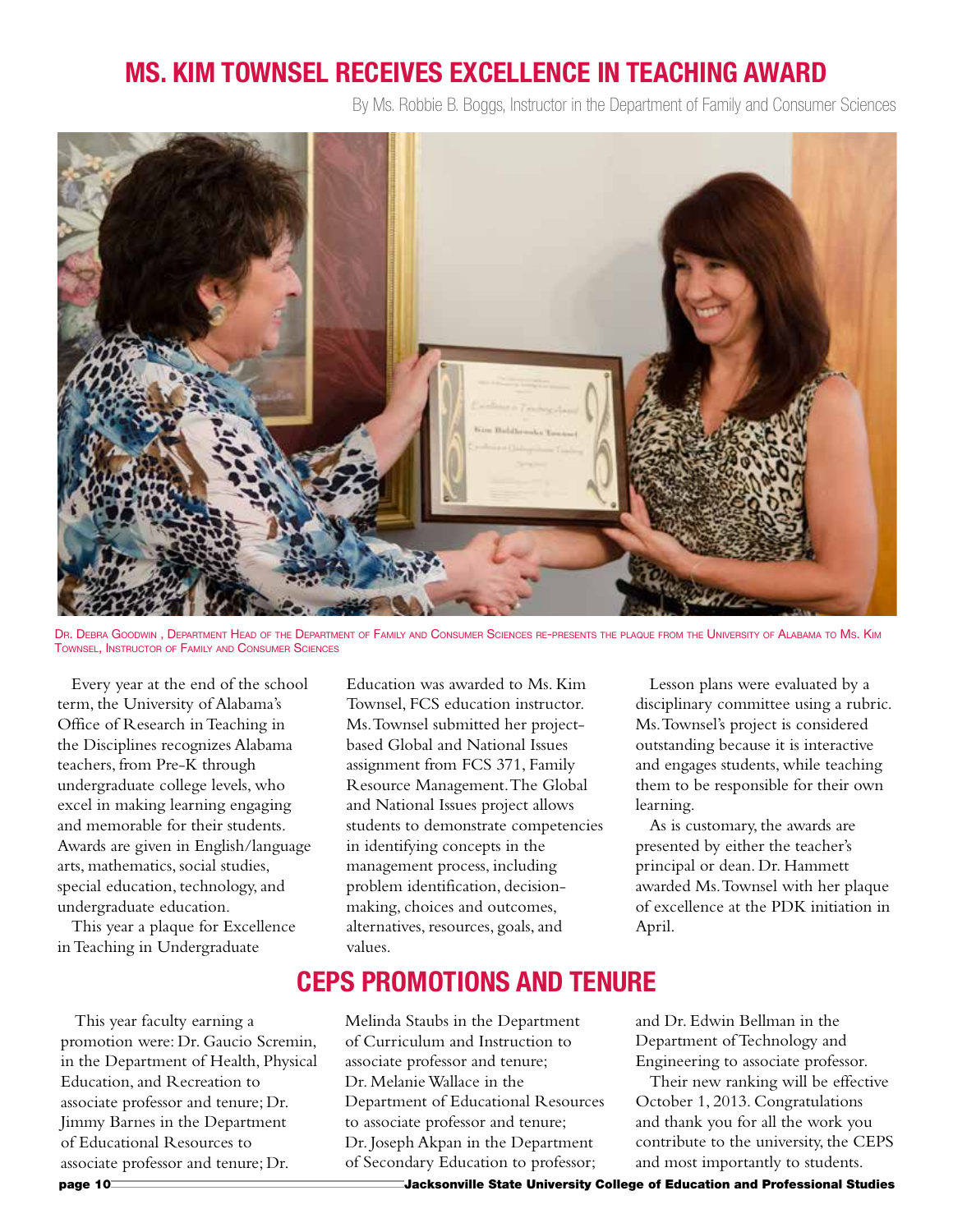# MS. KIM TOWNSEL RECEIVES EXCELLENCE IN TEACHING AWARD

By Ms. Robbie B. Boggs, Instructor in the Department of Family and Consumer Sciences

Dr. Debra Goodwin , Department Head of the Department of Family and Consumer Sciences re-presents the plaque from the University of Alabama to Ms. Kim Townsel, Instructor of Family and Consumer Sciences

Every year at the end of the school term, the University of Alabama's Office of Research in Teaching in the Disciplines recognizes Alabama teachers, from Pre-K through undergraduate college levels, who excel in making learning engaging and memorable for their students. Awards are given in English/language arts, mathematics, social studies, special education, technology, and undergraduate education.

This year a plaque for Excellence in Teaching in Undergraduate Education was awarded to Ms. Kim Townsel, FCS education instructor. Ms. Townsel submitted her project-based Global and National Issues assignment from FCS 371, Family Resource Management. The Global and National Issues project allows students to demonstrate competencies in identifying concepts in the management process, including problem identification, decision-making, choices and outcomes, alternatives, resources, goals, and values.

Lesson plans were evaluated by a disciplinary committee using a rubric. Ms. Townsel's project is considered outstanding because it is interactive and engages students, while teaching them to be responsible for their own learning.

As is customary, the awards are presented by either the teacher's principal or dean. Dr. Hammett awarded Ms. Townsel with her plaque of excellence at the PDK initiation in April.

# CEPS PROMOTIONS AND TENURE

This year faculty earning a promotion were: Dr. Gaucio Scremin, in the Department of Health, Physical Education, and Recreation to associate professor and tenure; Dr. Jimmy Barnes in the Department of Educational Resources to associate professor and tenure; Dr. Melinda Staubs in the Department of Curriculum and Instruction to associate professor and tenure; Dr. Melanie Wallace in the Department of Educational Resources to associate professor and tenure; Dr. Joseph Akpan in the Department of Secondary Education to professor; and Dr. Edwin Bellman in the Department of Technology and Engineering to associate professor.

Their new ranking will be effective October 1, 2013. Congratulations and thank you for all the work you contribute to the university, the CEPS and most importantly to students.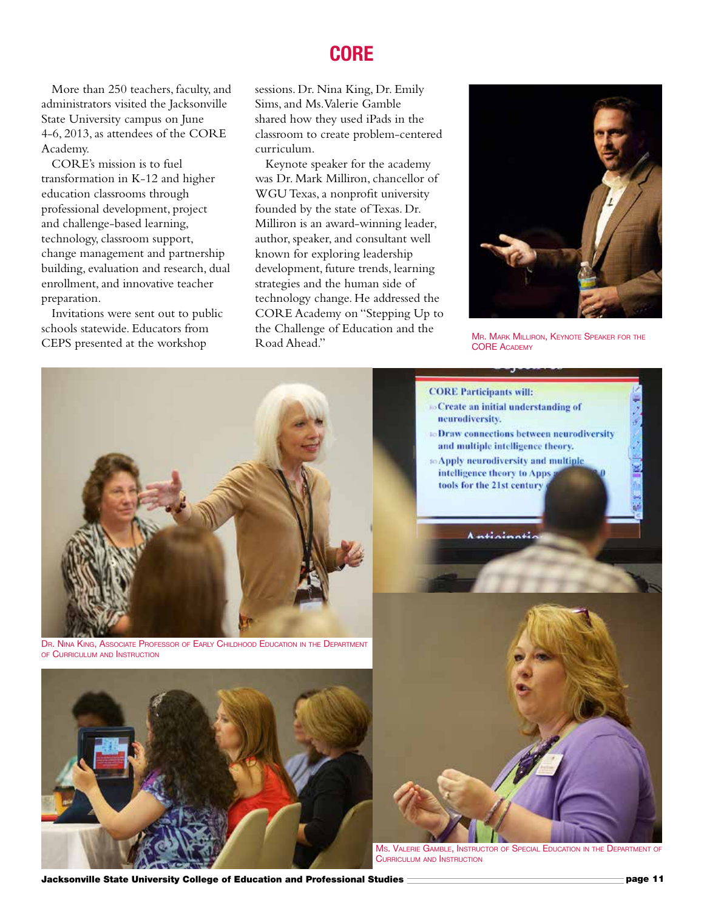# CORE

More than 250 teachers, faculty, and administrators visited the Jacksonville State University campus on June 4-6, 2013, as attendees of the CORE Academy.

CORE's mission is to fuel transformation in K-12 and higher education classrooms through professional development, project and challenge-based learning, technology, classroom support, change management and partnership building, evaluation and research, dual enrollment, and innovative teacher preparation.

Invitations were sent out to public schools statewide. Educators from CEPS presented at the workshop sessions. Dr. Nina King, Dr. Emily Sims, and Ms. Valerie Gamble shared how they used iPads in the classroom to create problem-centered curriculum.

Keynote speaker for the academy was Dr. Mark Milliron, chancellor of WGU Texas, a nonprofit university founded by the state of Texas. Dr. Milliron is an award-winning leader, author, speaker, and consultant well known for exploring leadership development, future trends, learning strategies and the human side of technology change. He addressed the CORE Academy on "Stepping Up to the Challenge of Education and the Road Ahead."

Mr. Mark Milliron, Keynote Speaker for the CORE Academy

Dr. Nina King, Associate Professor of Early Childhood Education in the Department of Curriculum and Instruction

Ms. Valerie Gamble, Instructor of Special Education in the Department of Curriculum and Instruction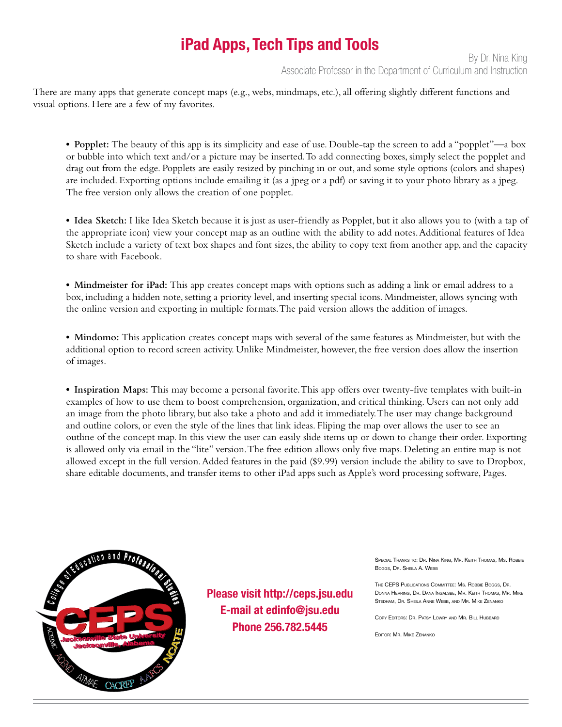# iPad Apps, Tech Tips and Tools

By Dr. Nina King
Associate Professor in the Department of Curriculum and Instruction

There are many apps that generate concept maps (e.g., webs, mindmaps, etc.), all offering slightly different functions and visual options. Here are a few of my favorites.

- **Popplet:** The beauty of this app is its simplicity and ease of use. Double-tap the screen to add a "popplet"—a box or bubble into which text and/or a picture may be inserted. To add connecting boxes, simply select the popplet and drag out from the edge. Popplets are easily resized by pinching in or out, and some style options (colors and shapes) are included. Exporting options include emailing it (as a jpeg or a pdf) or saving it to your photo library as a jpeg. The free version only allows the creation of one popplet.

- **Idea Sketch:** I like Idea Sketch because it is just as user-friendly as Popplet, but it also allows you to (with a tap of the appropriate icon) view your concept map as an outline with the ability to add notes. Additional features of Idea Sketch include a variety of text box shapes and font sizes, the ability to copy text from another app, and the capacity to share with Facebook.

- **Mindmeister for iPad:** This app creates concept maps with options such as adding a link or email address to a box, including a hidden note, setting a priority level, and inserting special icons. Mindmeister, allows syncing with the online version and exporting in multiple formats. The paid version allows the addition of images.

- **Mindomo:** This application creates concept maps with several of the same features as Mindmeister, but with the additional option to record screen activity. Unlike Mindmeister, however, the free version does allow the insertion of images.

- **Inspiration Maps:** This may become a personal favorite. This app offers over twenty-five templates with built-in examples of how to use them to boost comprehension, organization, and critical thinking. Users can not only add an image from the photo library, but also take a photo and add it immediately. The user may change background and outline colors, or even the style of the lines that link ideas. Fliping the map over allows the user to see an outline of the concept map. In this view the user can easily slide items up or down to change their order. Exporting is allowed only via email in the "lite" version. The free edition allows only five maps. Deleting an entire map is not allowed except in the full version. Added features in the paid ($9.99) version include the ability to save to Dropbox, share editable documents, and transfer items to other iPad apps such as Apple's word processing software, Pages.

College of Education and Professional Studies
CEPS
Jacksonville State University
Jacksonville, Alabama
ACEI/NC AECT/ND ATMAE CACREP AAFCS NCATE

**Please visit http://ceps.jsu.edu**
**E-mail at edinfo@jsu.edu**
**Phone 256.782.5445**

Special Thanks to: Dr. Nina King, Mr. Keith Thomas, Ms. Robbie Boggs, Dr. Sheila A. Webb

The CEPS Publications Committee: Ms. Robbie Boggs, Dr. Donna Herring, Dr. Dana Ingalsbe, Mr. Keith Thomas, Mr. Mike Stedham, Dr. Sheila Anne Webb, and Mr. Mike Zenanko

Copy Editors: Dr. Patsy Lowry and Mr. Bill Hubbard

Editor: Mr. Mike Zenanko